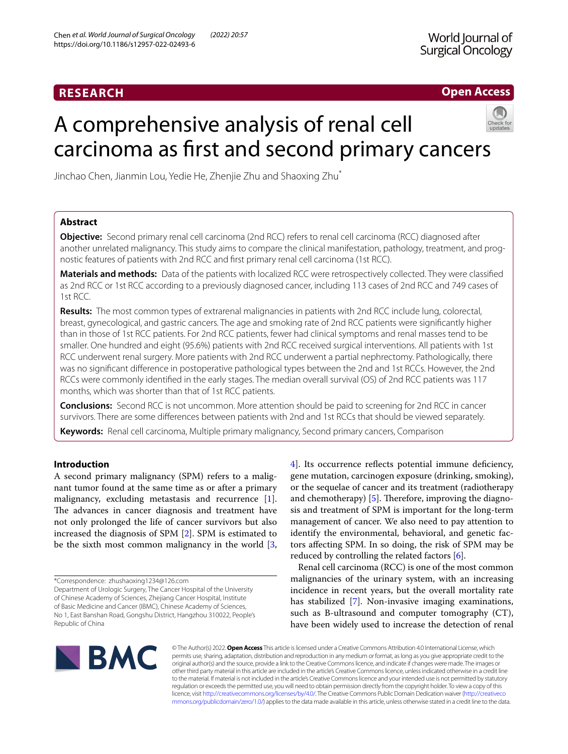**RESEARCH** **Open Access**

# A comprehensive analysis of renal cell carcinoma as first and second primary cancers

Jinchao Chen, Jianmin Lou, Yedie He, Zhenjie Zhu and Shaoxing Zhu*

## Abstract

**Objective:** Second primary renal cell carcinoma (2nd RCC) refers to renal cell carcinoma (RCC) diagnosed after another unrelated malignancy. This study aims to compare the clinical manifestation, pathology, treatment, and prognostic features of patients with 2nd RCC and first primary renal cell carcinoma (1st RCC).

**Materials and methods:** Data of the patients with localized RCC were retrospectively collected. They were classified as 2nd RCC or 1st RCC according to a previously diagnosed cancer, including 113 cases of 2nd RCC and 749 cases of 1st RCC.

**Results:** The most common types of extrarenal malignancies in patients with 2nd RCC include lung, colorectal, breast, gynecological, and gastric cancers. The age and smoking rate of 2nd RCC patients were significantly higher than in those of 1st RCC patients. For 2nd RCC patients, fewer had clinical symptoms and renal masses tend to be smaller. One hundred and eight (95.6%) patients with 2nd RCC received surgical interventions. All patients with 1st RCC underwent renal surgery. More patients with 2nd RCC underwent a partial nephrectomy. Pathologically, there was no significant difference in postoperative pathological types between the 2nd and 1st RCCs. However, the 2nd RCCs were commonly identified in the early stages. The median overall survival (OS) of 2nd RCC patients was 117 months, which was shorter than that of 1st RCC patients.

**Conclusions:** Second RCC is not uncommon. More attention should be paid to screening for 2nd RCC in cancer survivors. There are some differences between patients with 2nd and 1st RCCs that should be viewed separately.

**Keywords:** Renal cell carcinoma, Multiple primary malignancy, Second primary cancers, Comparison

## Introduction

A second primary malignancy (SPM) refers to a malignant tumor found at the same time as or after a primary malignancy, excluding metastasis and recurrence [1]. The advances in cancer diagnosis and treatment have not only prolonged the life of cancer survivors but also increased the diagnosis of SPM [2]. SPM is estimated to be the sixth most common malignancy in the world [3, 4]. Its occurrence reflects potential immune deficiency, gene mutation, carcinogen exposure (drinking, smoking), or the sequelae of cancer and its treatment (radiotherapy and chemotherapy) [5]. Therefore, improving the diagnosis and treatment of SPM is important for the long-term management of cancer. We also need to pay attention to identify the environmental, behavioral, and genetic factors affecting SPM. In so doing, the risk of SPM may be reduced by controlling the related factors [6].

Renal cell carcinoma (RCC) is one of the most common malignancies of the urinary system, with an increasing incidence in recent years, but the overall mortality rate has stabilized [7]. Non-invasive imaging examinations, such as B-ultrasound and computer tomography (CT), have been widely used to increase the detection of renal

*Correspondence: zhushaoxing1234@126.com
Department of Urologic Surgery, The Cancer Hospital of the University of Chinese Academy of Sciences, Zhejiang Cancer Hospital, Institute of Basic Medicine and Cancer (IBMC), Chinese Academy of Sciences, No 1, East Banshan Road, Gongshu District, Hangzhou 310022, People's Republic of China

© The Author(s) 2022. **Open Access** This article is licensed under a Creative Commons Attribution 4.0 International License, which permits use, sharing, adaptation, distribution and reproduction in any medium or format, as long as you give appropriate credit to the original author(s) and the source, provide a link to the Creative Commons licence, and indicate if changes were made. The images or other third party material in this article are included in the article's Creative Commons licence, unless indicated otherwise in a credit line to the material. If material is not included in the article's Creative Commons licence and your intended use is not permitted by statutory regulation or exceeds the permitted use, you will need to obtain permission directly from the copyright holder. To view a copy of this licence, visit http://creativecommons.org/licenses/by/4.0/. The Creative Commons Public Domain Dedication waiver (http://creativecommons.org/publicdomain/zero/1.0/) applies to the data made available in this article, unless otherwise stated in a credit line to the data.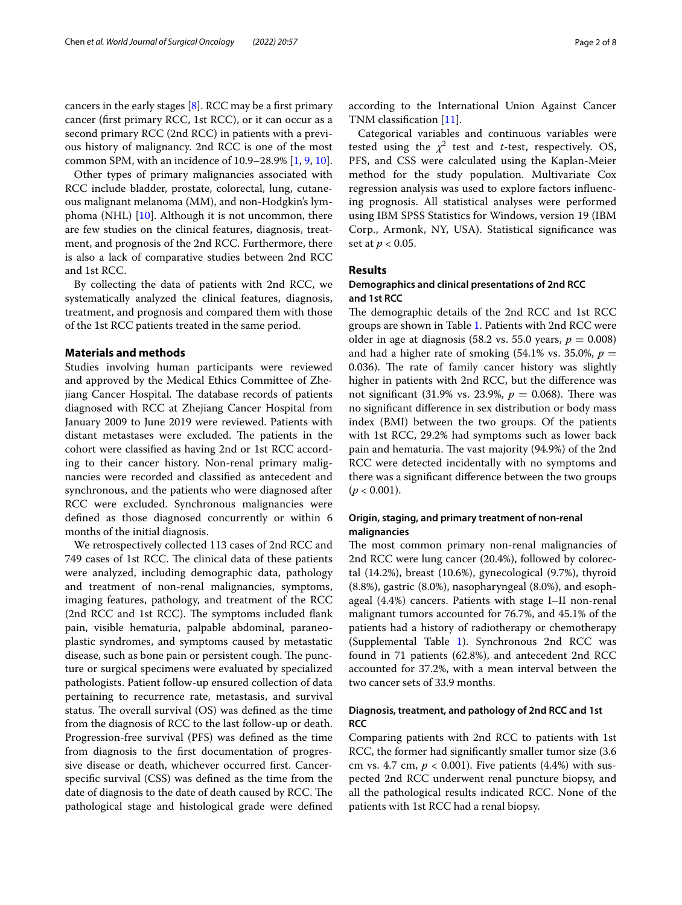cancers in the early stages [8]. RCC may be a first primary cancer (first primary RCC, 1st RCC), or it can occur as a second primary RCC (2nd RCC) in patients with a previous history of malignancy. 2nd RCC is one of the most common SPM, with an incidence of 10.9–28.9% [1, 9, 10].

Other types of primary malignancies associated with RCC include bladder, prostate, colorectal, lung, cutaneous malignant melanoma (MM), and non-Hodgkin's lymphoma (NHL) [10]. Although it is not uncommon, there are few studies on the clinical features, diagnosis, treatment, and prognosis of the 2nd RCC. Furthermore, there is also a lack of comparative studies between 2nd RCC and 1st RCC.

By collecting the data of patients with 2nd RCC, we systematically analyzed the clinical features, diagnosis, treatment, and prognosis and compared them with those of the 1st RCC patients treated in the same period.

## Materials and methods

Studies involving human participants were reviewed and approved by the Medical Ethics Committee of Zhejiang Cancer Hospital. The database records of patients diagnosed with RCC at Zhejiang Cancer Hospital from January 2009 to June 2019 were reviewed. Patients with distant metastases were excluded. The patients in the cohort were classified as having 2nd or 1st RCC according to their cancer history. Non-renal primary malignancies were recorded and classified as antecedent and synchronous, and the patients who were diagnosed after RCC were excluded. Synchronous malignancies were defined as those diagnosed concurrently or within 6 months of the initial diagnosis.

We retrospectively collected 113 cases of 2nd RCC and 749 cases of 1st RCC. The clinical data of these patients were analyzed, including demographic data, pathology and treatment of non-renal malignancies, symptoms, imaging features, pathology, and treatment of the RCC (2nd RCC and 1st RCC). The symptoms included flank pain, visible hematuria, palpable abdominal, paraneoplastic syndromes, and symptoms caused by metastatic disease, such as bone pain or persistent cough. The puncture or surgical specimens were evaluated by specialized pathologists. Patient follow-up ensured collection of data pertaining to recurrence rate, metastasis, and survival status. The overall survival (OS) was defined as the time from the diagnosis of RCC to the last follow-up or death. Progression-free survival (PFS) was defined as the time from diagnosis to the first documentation of progressive disease or death, whichever occurred first. Cancer-specific survival (CSS) was defined as the time from the date of diagnosis to the date of death caused by RCC. The pathological stage and histological grade were defined according to the International Union Against Cancer TNM classification [11].

Categorical variables and continuous variables were tested using the $\chi^2$ test and *t*-test, respectively. OS, PFS, and CSS were calculated using the Kaplan-Meier method for the study population. Multivariate Cox regression analysis was used to explore factors influencing prognosis. All statistical analyses were performed using IBM SPSS Statistics for Windows, version 19 (IBM Corp., Armonk, NY, USA). Statistical significance was set at $p < 0.05$.

## Results

### Demographics and clinical presentations of 2nd RCC and 1st RCC

The demographic details of the 2nd RCC and 1st RCC groups are shown in Table 1. Patients with 2nd RCC were older in age at diagnosis (58.2 vs. 55.0 years, $p = 0.008$) and had a higher rate of smoking (54.1% vs. 35.0%, $p = 0.036$). The rate of family cancer history was slightly higher in patients with 2nd RCC, but the difference was not significant (31.9% vs. 23.9%, $p = 0.068$). There was no significant difference in sex distribution or body mass index (BMI) between the two groups. Of the patients with 1st RCC, 29.2% had symptoms such as lower back pain and hematuria. The vast majority (94.9%) of the 2nd RCC were detected incidentally with no symptoms and there was a significant difference between the two groups ($p < 0.001$).

### Origin, staging, and primary treatment of non-renal malignancies

The most common primary non-renal malignancies of 2nd RCC were lung cancer (20.4%), followed by colorectal (14.2%), breast (10.6%), gynecological (9.7%), thyroid (8.8%), gastric (8.0%), nasopharyngeal (8.0%), and esophageal (4.4%) cancers. Patients with stage I–II non-renal malignant tumors accounted for 76.7%, and 45.1% of the patients had a history of radiotherapy or chemotherapy (Supplemental Table 1). Synchronous 2nd RCC was found in 71 patients (62.8%), and antecedent 2nd RCC accounted for 37.2%, with a mean interval between the two cancer sets of 33.9 months.

### Diagnosis, treatment, and pathology of 2nd RCC and 1st RCC

Comparing patients with 2nd RCC to patients with 1st RCC, the former had significantly smaller tumor size (3.6 cm vs. 4.7 cm, $p < 0.001$). Five patients (4.4%) with suspected 2nd RCC underwent renal puncture biopsy, and all the pathological results indicated RCC. None of the patients with 1st RCC had a renal biopsy.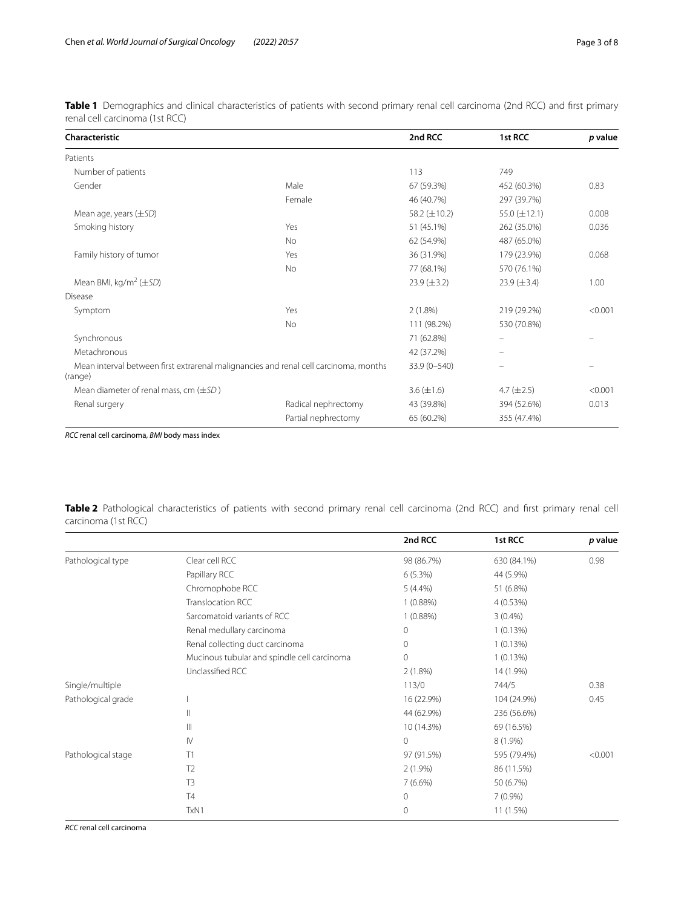**Table 1** Demographics and clinical characteristics of patients with second primary renal cell carcinoma (2nd RCC) and first primary renal cell carcinoma (1st RCC)

| Characteristic | | 2nd RCC | 1st RCC | *p* value |
|---|---|---|---|---|
| Patients | | | | |
| Number of patients | | 113 | 749 | |
| Gender | Male | 67 (59.3%) | 452 (60.3%) | 0.83 |
| | Female | 46 (40.7%) | 297 (39.7%) | |
| Mean age, years (±*SD*) | | 58.2 (±10.2) | 55.0 (±12.1) | 0.008 |
| Smoking history | Yes | 51 (45.1%) | 262 (35.0%) | 0.036 |
| | No | 62 (54.9%) | 487 (65.0%) | |
| Family history of tumor | Yes | 36 (31.9%) | 179 (23.9%) | 0.068 |
| | No | 77 (68.1%) | 570 (76.1%) | |
| Mean BMI, kg/m$^2$ (±*SD*) | | 23.9 (±3.2) | 23.9 (±3.4) | 1.00 |
| Disease | | | | |
| Symptom | Yes | 2 (1.8%) | 219 (29.2%) | <0.001 |
| | No | 111 (98.2%) | 530 (70.8%) | |
| Synchronous | | 71 (62.8%) | – | – |
| Metachronous | | 42 (37.2%) | – | |
| Mean interval between first extrarenal malignancies and renal cell carcinoma, months (range) | | 33.9 (0–540) | – | – |
| Mean diameter of renal mass, cm (±*SD*) | | 3.6 (±1.6) | 4.7 (±2.5) | <0.001 |
| Renal surgery | Radical nephrectomy | 43 (39.8%) | 394 (52.6%) | 0.013 |
| | Partial nephrectomy | 65 (60.2%) | 355 (47.4%) | |

*RCC* renal cell carcinoma, *BMI* body mass index

**Table 2** Pathological characteristics of patients with second primary renal cell carcinoma (2nd RCC) and first primary renal cell carcinoma (1st RCC)

| | | 2nd RCC | 1st RCC | *p* value |
|---|---|---|---|---|
| Pathological type | Clear cell RCC | 98 (86.7%) | 630 (84.1%) | 0.98 |
| | Papillary RCC | 6 (5.3%) | 44 (5.9%) | |
| | Chromophobe RCC | 5 (4.4%) | 51 (6.8%) | |
| | Translocation RCC | 1 (0.88%) | 4 (0.53%) | |
| | Sarcomatoid variants of RCC | 1 (0.88%) | 3 (0.4%) | |
| | Renal medullary carcinoma | 0 | 1 (0.13%) | |
| | Renal collecting duct carcinoma | 0 | 1 (0.13%) | |
| | Mucinous tubular and spindle cell carcinoma | 0 | 1 (0.13%) | |
| | Unclassified RCC | 2 (1.8%) | 14 (1.9%) | |
| Single/multiple | | 113/0 | 744/5 | 0.38 |
| Pathological grade | I | 16 (22.9%) | 104 (24.9%) | 0.45 |
| | II | 44 (62.9%) | 236 (56.6%) | |
| | III | 10 (14.3%) | 69 (16.5%) | |
| | IV | 0 | 8 (1.9%) | |
| Pathological stage | T1 | 97 (91.5%) | 595 (79.4%) | <0.001 |
| | T2 | 2 (1.9%) | 86 (11.5%) | |
| | T3 | 7 (6.6%) | 50 (6.7%) | |
| | T4 | 0 | 7 (0.9%) | |
| | TxN1 | 0 | 11 (1.5%) | |

*RCC* renal cell carcinoma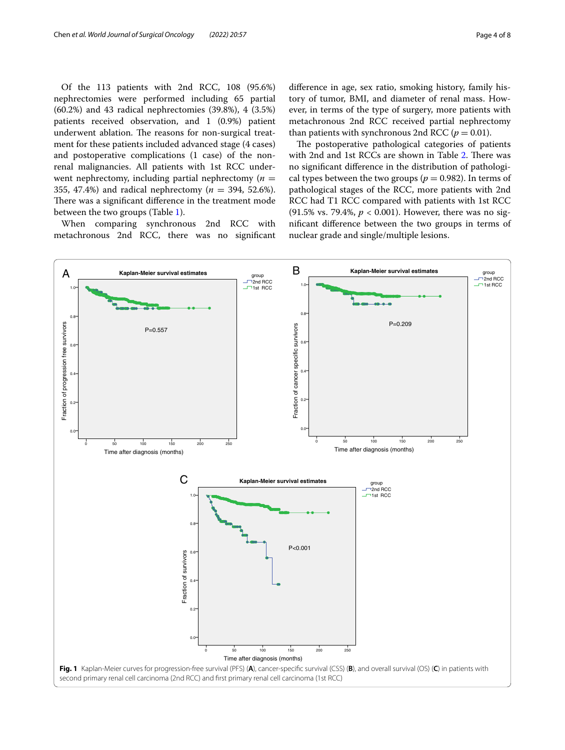Of the 113 patients with 2nd RCC, 108 (95.6%) nephrectomies were performed including 65 partial (60.2%) and 43 radical nephrectomies (39.8%), 4 (3.5%) patients received observation, and 1 (0.9%) patient underwent ablation. The reasons for non-surgical treatment for these patients included advanced stage (4 cases) and postoperative complications (1 case) of the non-renal malignancies. All patients with 1st RCC underwent nephrectomy, including partial nephrectomy ($n$ = 355, 47.4%) and radical nephrectomy ($n$ = 394, 52.6%). There was a significant difference in the treatment mode between the two groups (Table 1).

When comparing synchronous 2nd RCC with metachronous 2nd RCC, there was no significant difference in age, sex ratio, smoking history, family history of tumor, BMI, and diameter of renal mass. However, in terms of the type of surgery, more patients with metachronous 2nd RCC received partial nephrectomy than patients with synchronous 2nd RCC ($p = 0.01$).

The postoperative pathological categories of patients with 2nd and 1st RCCs are shown in Table 2. There was no significant difference in the distribution of pathological types between the two groups ($p = 0.982$). In terms of pathological stages of the RCC, more patients with 2nd RCC had T1 RCC compared with patients with 1st RCC (91.5% vs. 79.4%, $p < 0.001$). However, there was no significant difference between the two groups in terms of nuclear grade and single/multiple lesions.

**Fig. 1** Kaplan-Meier curves for progression-free survival (PFS) (**A**), cancer-specific survival (CSS) (**B**), and overall survival (OS) (**C**) in patients with second primary renal cell carcinoma (2nd RCC) and first primary renal cell carcinoma (1st RCC)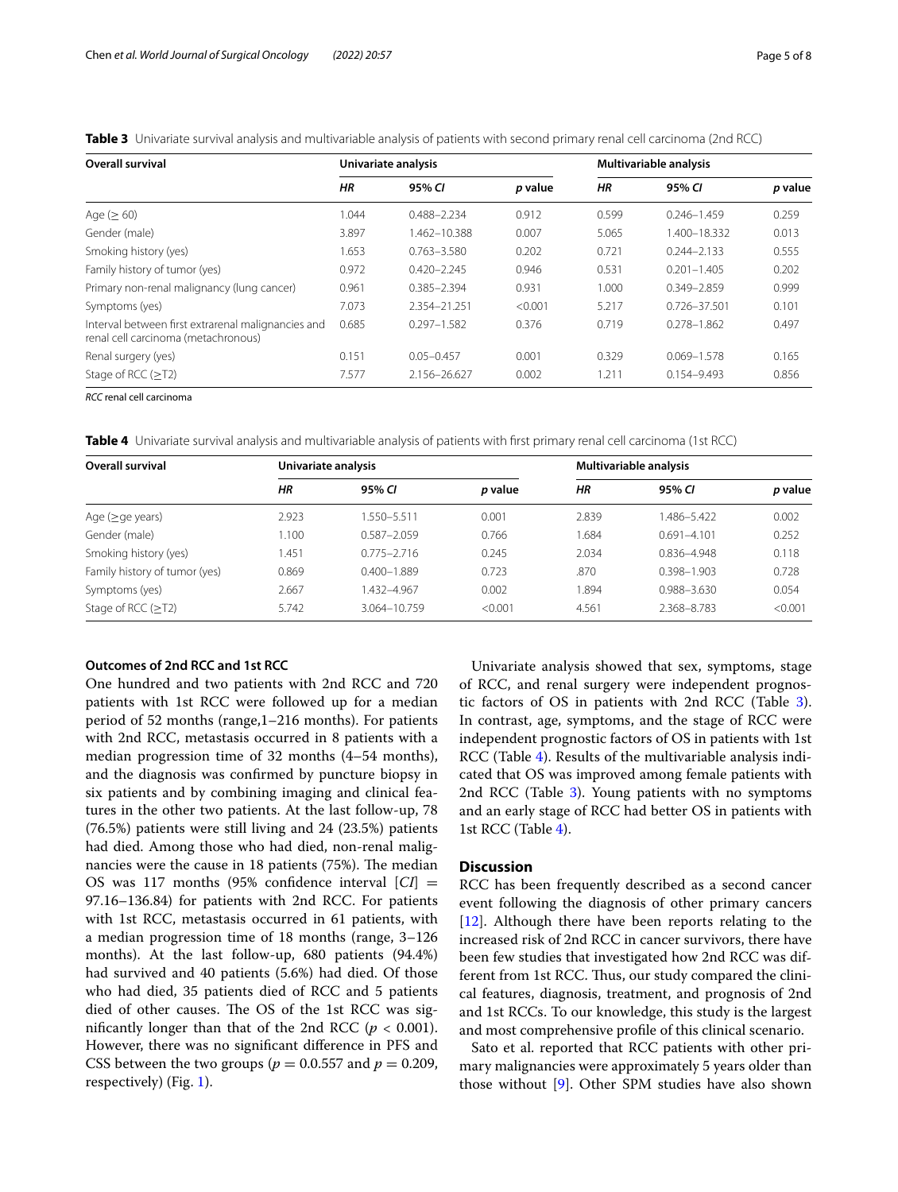**Table 3** Univariate survival analysis and multivariable analysis of patients with second primary renal cell carcinoma (2nd RCC)

| Overall survival | Univariate analysis | | | Multivariable analysis | | |
|---|---|---|---|---|---|---|
| | *HR* | 95% *CI* | *p* value | *HR* | 95% *CI* | *p* value |
| Age (≥ 60) | 1.044 | 0.488–2.234 | 0.912 | 0.599 | 0.246–1.459 | 0.259 |
| Gender (male) | 3.897 | 1.462–10.388 | 0.007 | 5.065 | 1.400–18.332 | 0.013 |
| Smoking history (yes) | 1.653 | 0.763–3.580 | 0.202 | 0.721 | 0.244–2.133 | 0.555 |
| Family history of tumor (yes) | 0.972 | 0.420–2.245 | 0.946 | 0.531 | 0.201–1.405 | 0.202 |
| Primary non-renal malignancy (lung cancer) | 0.961 | 0.385–2.394 | 0.931 | 1.000 | 0.349–2.859 | 0.999 |
| Symptoms (yes) | 7.073 | 2.354–21.251 | <0.001 | 5.217 | 0.726–37.501 | 0.101 |
| Interval between first extrarenal malignancies and renal cell carcinoma (metachronous) | 0.685 | 0.297–1.582 | 0.376 | 0.719 | 0.278–1.862 | 0.497 |
| Renal surgery (yes) | 0.151 | 0.05–0.457 | 0.001 | 0.329 | 0.069–1.578 | 0.165 |
| Stage of RCC (≥T2) | 7.577 | 2.156–26.627 | 0.002 | 1.211 | 0.154–9.493 | 0.856 |

*RCC* renal cell carcinoma

**Table 4** Univariate survival analysis and multivariable analysis of patients with first primary renal cell carcinoma (1st RCC)

| Overall survival | Univariate analysis | | | Multivariable analysis | | |
|---|---|---|---|---|---|---|
| | *HR* | 95% *CI* | *p* value | *HR* | 95% *CI* | *p* value |
| Age (≥ge years) | 2.923 | 1.550–5.511 | 0.001 | 2.839 | 1.486–5.422 | 0.002 |
| Gender (male) | 1.100 | 0.587–2.059 | 0.766 | 1.684 | 0.691–4.101 | 0.252 |
| Smoking history (yes) | 1.451 | 0.775–2.716 | 0.245 | 2.034 | 0.836–4.948 | 0.118 |
| Family history of tumor (yes) | 0.869 | 0.400–1.889 | 0.723 | .870 | 0.398–1.903 | 0.728 |
| Symptoms (yes) | 2.667 | 1.432–4.967 | 0.002 | 1.894 | 0.988–3.630 | 0.054 |
| Stage of RCC (≥T2) | 5.742 | 3.064–10.759 | <0.001 | 4.561 | 2.368–8.783 | <0.001 |

### Outcomes of 2nd RCC and 1st RCC

One hundred and two patients with 2nd RCC and 720 patients with 1st RCC were followed up for a median period of 52 months (range,1–216 months). For patients with 2nd RCC, metastasis occurred in 8 patients with a median progression time of 32 months (4–54 months), and the diagnosis was confirmed by puncture biopsy in six patients and by combining imaging and clinical features in the other two patients. At the last follow-up, 78 (76.5%) patients were still living and 24 (23.5%) patients had died. Among those who had died, non-renal malignancies were the cause in 18 patients (75%). The median OS was 117 months (95% confidence interval [*CI*] = 97.16–136.84) for patients with 2nd RCC. For patients with 1st RCC, metastasis occurred in 61 patients, with a median progression time of 18 months (range, 3–126 months). At the last follow-up, 680 patients (94.4%) had survived and 40 patients (5.6%) had died. Of those who had died, 35 patients died of RCC and 5 patients died of other causes. The OS of the 1st RCC was significantly longer than that of the 2nd RCC ($p < 0.001$). However, there was no significant difference in PFS and CSS between the two groups ($p = 0.0.557$ and $p = 0.209$, respectively) (Fig. 1).

Univariate analysis showed that sex, symptoms, stage of RCC, and renal surgery were independent prognostic factors of OS in patients with 2nd RCC (Table 3). In contrast, age, symptoms, and the stage of RCC were independent prognostic factors of OS in patients with 1st RCC (Table 4). Results of the multivariable analysis indicated that OS was improved among female patients with 2nd RCC (Table 3). Young patients with no symptoms and an early stage of RCC had better OS in patients with 1st RCC (Table 4).

## Discussion

RCC has been frequently described as a second cancer event following the diagnosis of other primary cancers [12]. Although there have been reports relating to the increased risk of 2nd RCC in cancer survivors, there have been few studies that investigated how 2nd RCC was different from 1st RCC. Thus, our study compared the clinical features, diagnosis, treatment, and prognosis of 2nd and 1st RCCs. To our knowledge, this study is the largest and most comprehensive profile of this clinical scenario.

Sato et al. reported that RCC patients with other primary malignancies were approximately 5 years older than those without [9]. Other SPM studies have also shown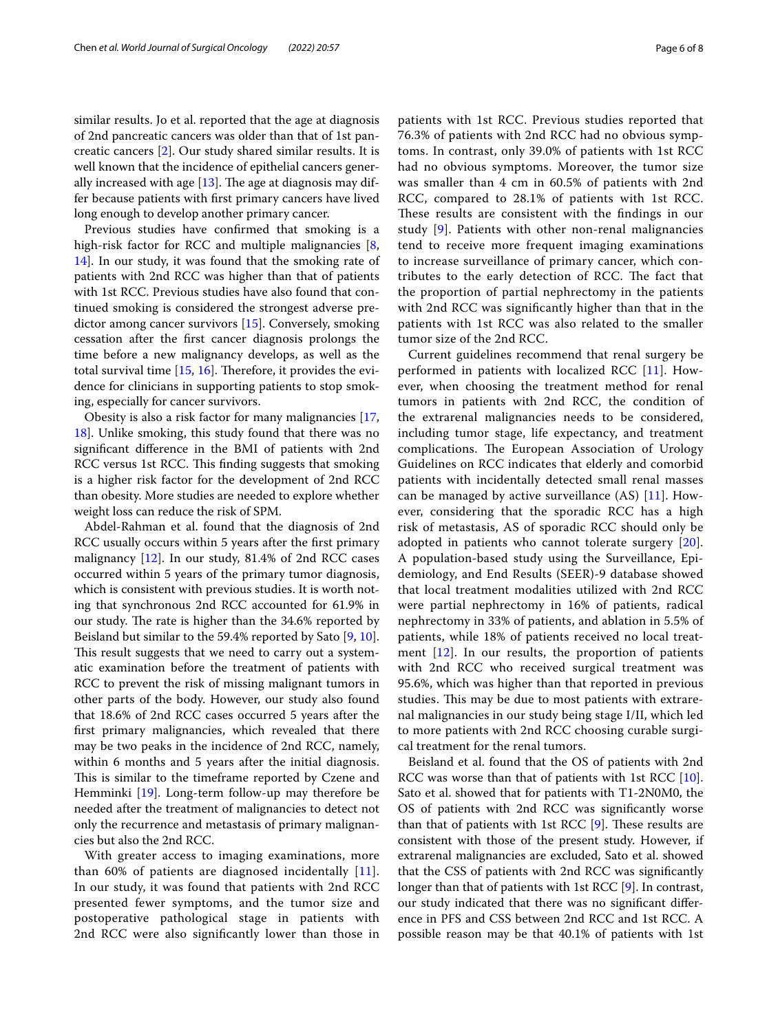similar results. Jo et al. reported that the age at diagnosis of 2nd pancreatic cancers was older than that of 1st pancreatic cancers [2]. Our study shared similar results. It is well known that the incidence of epithelial cancers generally increased with age [13]. The age at diagnosis may differ because patients with first primary cancers have lived long enough to develop another primary cancer.

Previous studies have confirmed that smoking is a high-risk factor for RCC and multiple malignancies [8, 14]. In our study, it was found that the smoking rate of patients with 2nd RCC was higher than that of patients with 1st RCC. Previous studies have also found that continued smoking is considered the strongest adverse predictor among cancer survivors [15]. Conversely, smoking cessation after the first cancer diagnosis prolongs the time before a new malignancy develops, as well as the total survival time [15, 16]. Therefore, it provides the evidence for clinicians in supporting patients to stop smoking, especially for cancer survivors.

Obesity is also a risk factor for many malignancies [17, 18]. Unlike smoking, this study found that there was no significant difference in the BMI of patients with 2nd RCC versus 1st RCC. This finding suggests that smoking is a higher risk factor for the development of 2nd RCC than obesity. More studies are needed to explore whether weight loss can reduce the risk of SPM.

Abdel-Rahman et al. found that the diagnosis of 2nd RCC usually occurs within 5 years after the first primary malignancy [12]. In our study, 81.4% of 2nd RCC cases occurred within 5 years of the primary tumor diagnosis, which is consistent with previous studies. It is worth noting that synchronous 2nd RCC accounted for 61.9% in our study. The rate is higher than the 34.6% reported by Beisland but similar to the 59.4% reported by Sato [9, 10]. This result suggests that we need to carry out a systematic examination before the treatment of patients with RCC to prevent the risk of missing malignant tumors in other parts of the body. However, our study also found that 18.6% of 2nd RCC cases occurred 5 years after the first primary malignancies, which revealed that there may be two peaks in the incidence of 2nd RCC, namely, within 6 months and 5 years after the initial diagnosis. This is similar to the timeframe reported by Czene and Hemminki [19]. Long-term follow-up may therefore be needed after the treatment of malignancies to detect not only the recurrence and metastasis of primary malignancies but also the 2nd RCC.

With greater access to imaging examinations, more than 60% of patients are diagnosed incidentally [11]. In our study, it was found that patients with 2nd RCC presented fewer symptoms, and the tumor size and postoperative pathological stage in patients with 2nd RCC were also significantly lower than those in patients with 1st RCC. Previous studies reported that 76.3% of patients with 2nd RCC had no obvious symptoms. In contrast, only 39.0% of patients with 1st RCC had no obvious symptoms. Moreover, the tumor size was smaller than 4 cm in 60.5% of patients with 2nd RCC, compared to 28.1% of patients with 1st RCC. These results are consistent with the findings in our study [9]. Patients with other non-renal malignancies tend to receive more frequent imaging examinations to increase surveillance of primary cancer, which contributes to the early detection of RCC. The fact that the proportion of partial nephrectomy in the patients with 2nd RCC was significantly higher than that in the patients with 1st RCC was also related to the smaller tumor size of the 2nd RCC.

Current guidelines recommend that renal surgery be performed in patients with localized RCC [11]. However, when choosing the treatment method for renal tumors in patients with 2nd RCC, the condition of the extrarenal malignancies needs to be considered, including tumor stage, life expectancy, and treatment complications. The European Association of Urology Guidelines on RCC indicates that elderly and comorbid patients with incidentally detected small renal masses can be managed by active surveillance (AS) [11]. However, considering that the sporadic RCC has a high risk of metastasis, AS of sporadic RCC should only be adopted in patients who cannot tolerate surgery [20]. A population-based study using the Surveillance, Epidemiology, and End Results (SEER)-9 database showed that local treatment modalities utilized with 2nd RCC were partial nephrectomy in 16% of patients, radical nephrectomy in 33% of patients, and ablation in 5.5% of patients, while 18% of patients received no local treatment [12]. In our results, the proportion of patients with 2nd RCC who received surgical treatment was 95.6%, which was higher than that reported in previous studies. This may be due to most patients with extrarenal malignancies in our study being stage I/II, which led to more patients with 2nd RCC choosing curable surgical treatment for the renal tumors.

Beisland et al. found that the OS of patients with 2nd RCC was worse than that of patients with 1st RCC [10]. Sato et al. showed that for patients with T1-2N0M0, the OS of patients with 2nd RCC was significantly worse than that of patients with 1st RCC [9]. These results are consistent with those of the present study. However, if extrarenal malignancies are excluded, Sato et al. showed that the CSS of patients with 2nd RCC was significantly longer than that of patients with 1st RCC [9]. In contrast, our study indicated that there was no significant difference in PFS and CSS between 2nd RCC and 1st RCC. A possible reason may be that 40.1% of patients with 1st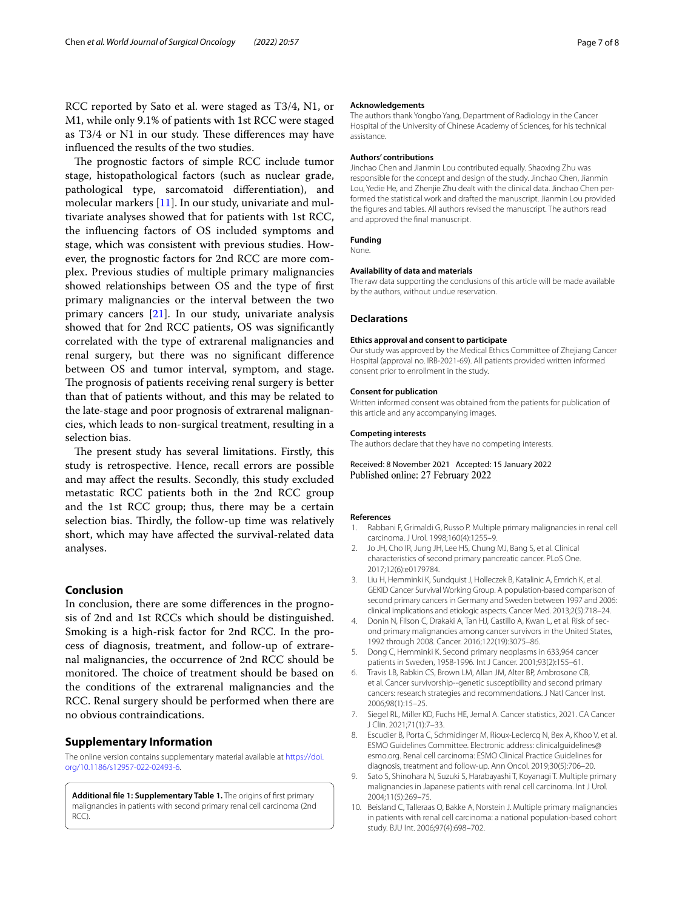RCC reported by Sato et al. were staged as T3/4, N1, or M1, while only 9.1% of patients with 1st RCC were staged as T3/4 or N1 in our study. These differences may have influenced the results of the two studies.

The prognostic factors of simple RCC include tumor stage, histopathological factors (such as nuclear grade, pathological type, sarcomatoid differentiation), and molecular markers [11]. In our study, univariate and multivariate analyses showed that for patients with 1st RCC, the influencing factors of OS included symptoms and stage, which was consistent with previous studies. However, the prognostic factors for 2nd RCC are more complex. Previous studies of multiple primary malignancies showed relationships between OS and the type of first primary malignancies or the interval between the two primary cancers [21]. In our study, univariate analysis showed that for 2nd RCC patients, OS was significantly correlated with the type of extrarenal malignancies and renal surgery, but there was no significant difference between OS and tumor interval, symptom, and stage. The prognosis of patients receiving renal surgery is better than that of patients without, and this may be related to the late-stage and poor prognosis of extrarenal malignancies, which leads to non-surgical treatment, resulting in a selection bias.

The present study has several limitations. Firstly, this study is retrospective. Hence, recall errors are possible and may affect the results. Secondly, this study excluded metastatic RCC patients both in the 2nd RCC group and the 1st RCC group; thus, there may be a certain selection bias. Thirdly, the follow-up time was relatively short, which may have affected the survival-related data analyses.

## Conclusion

In conclusion, there are some differences in the prognosis of 2nd and 1st RCCs which should be distinguished. Smoking is a high-risk factor for 2nd RCC. In the process of diagnosis, treatment, and follow-up of extrarenal malignancies, the occurrence of 2nd RCC should be monitored. The choice of treatment should be based on the conditions of the extrarenal malignancies and the RCC. Renal surgery should be performed when there are no obvious contraindications.

## Supplementary Information

The online version contains supplementary material available at https://doi.org/10.1186/s12957-022-02493-6.

**Additional file 1: Supplementary Table 1.** The origins of first primary malignancies in patients with second primary renal cell carcinoma (2nd RCC).

#### Acknowledgements

The authors thank Yongbo Yang, Department of Radiology in the Cancer Hospital of the University of Chinese Academy of Sciences, for his technical assistance.

#### Authors' contributions

Jinchao Chen and Jianmin Lou contributed equally. Shaoxing Zhu was responsible for the concept and design of the study. Jinchao Chen, Jianmin Lou, Yedie He, and Zhenjie Zhu dealt with the clinical data. Jinchao Chen performed the statistical work and drafted the manuscript. Jianmin Lou provided the figures and tables. All authors revised the manuscript. The authors read and approved the final manuscript.

#### Funding

None.

#### Availability of data and materials

The raw data supporting the conclusions of this article will be made available by the authors, without undue reservation.

### Declarations

#### Ethics approval and consent to participate

Our study was approved by the Medical Ethics Committee of Zhejiang Cancer Hospital (approval no. IRB-2021-69). All patients provided written informed consent prior to enrollment in the study.

#### Consent for publication

Written informed consent was obtained from the patients for publication of this article and any accompanying images.

#### Competing interests

The authors declare that they have no competing interests.

Received: 8 November 2021 Accepted: 15 January 2022
Published online: 27 February 2022

#### References

1. Rabbani F, Grimaldi G, Russo P. Multiple primary malignancies in renal cell carcinoma. J Urol. 1998;160(4):1255–9.
2. Jo JH, Cho IR, Jung JH, Lee HS, Chung MJ, Bang S, et al. Clinical characteristics of second primary pancreatic cancer. PLoS One. 2017;12(6):e0179784.
3. Liu H, Hemminki K, Sundquist J, Holleczek B, Katalinic A, Emrich K, et al. GEKID Cancer Survival Working Group. A population-based comparison of second primary cancers in Germany and Sweden between 1997 and 2006: clinical implications and etiologic aspects. Cancer Med. 2013;2(5):718–24.
4. Donin N, Filson C, Drakaki A, Tan HJ, Castillo A, Kwan L, et al. Risk of second primary malignancies among cancer survivors in the United States, 1992 through 2008. Cancer. 2016;122(19):3075–86.
5. Dong C, Hemminki K. Second primary neoplasms in 633,964 cancer patients in Sweden, 1958-1996. Int J Cancer. 2001;93(2):155–61.
6. Travis LB, Rabkin CS, Brown LM, Allan JM, Alter BP, Ambrosone CB, et al. Cancer survivorship--genetic susceptibility and second primary cancers: research strategies and recommendations. J Natl Cancer Inst. 2006;98(1):15–25.
7. Siegel RL, Miller KD, Fuchs HE, Jemal A. Cancer statistics, 2021. CA Cancer J Clin. 2021;71(1):7–33.
8. Escudier B, Porta C, Schmidinger M, Rioux-Leclercq N, Bex A, Khoo V, et al. ESMO Guidelines Committee. Electronic address: clinicalguidelines@esmo.org. Renal cell carcinoma: ESMO Clinical Practice Guidelines for diagnosis, treatment and follow-up. Ann Oncol. 2019;30(5):706–20.
9. Sato S, Shinohara N, Suzuki S, Harabayashi T, Koyanagi T. Multiple primary malignancies in Japanese patients with renal cell carcinoma. Int J Urol. 2004;11(5):269–75.
10. Beisland C, Talleraas O, Bakke A, Norstein J. Multiple primary malignancies in patients with renal cell carcinoma: a national population-based cohort study. BJU Int. 2006;97(4):698–702.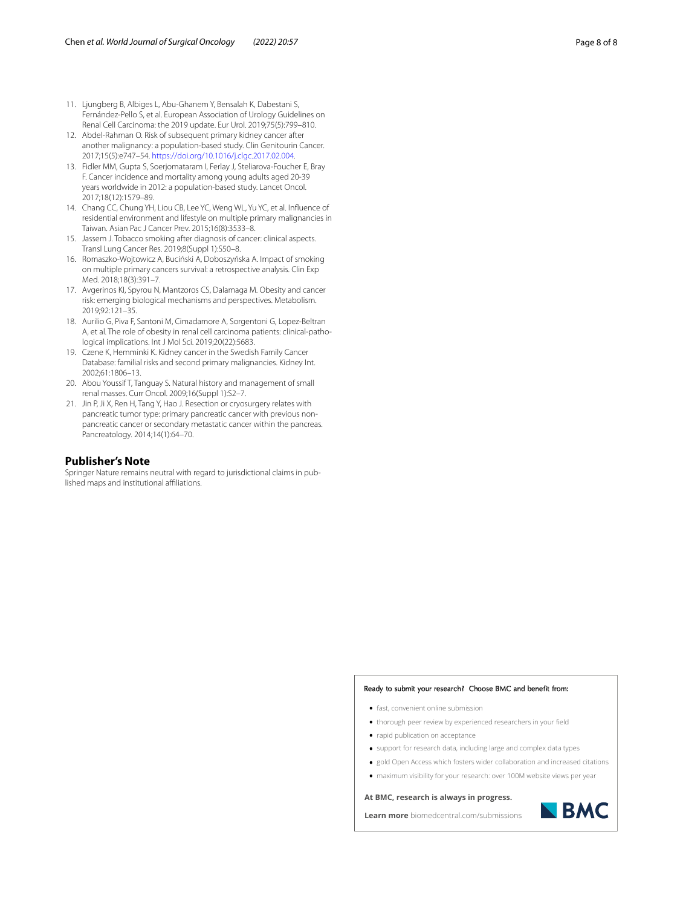11. Ljungberg B, Albiges L, Abu-Ghanem Y, Bensalah K, Dabestani S, Fernández-Pello S, et al. European Association of Urology Guidelines on Renal Cell Carcinoma: the 2019 update. Eur Urol. 2019;75(5):799–810.
12. Abdel-Rahman O. Risk of subsequent primary kidney cancer after another malignancy: a population-based study. Clin Genitourin Cancer. 2017;15(5):e747–54. https://doi.org/10.1016/j.clgc.2017.02.004.
13. Fidler MM, Gupta S, Soerjomataram I, Ferlay J, Steliarova-Foucher E, Bray F. Cancer incidence and mortality among young adults aged 20-39 years worldwide in 2012: a population-based study. Lancet Oncol. 2017;18(12):1579–89.
14. Chang CC, Chung YH, Liou CB, Lee YC, Weng WL, Yu YC, et al. Influence of residential environment and lifestyle on multiple primary malignancies in Taiwan. Asian Pac J Cancer Prev. 2015;16(8):3533–8.
15. Jassem J. Tobacco smoking after diagnosis of cancer: clinical aspects. Transl Lung Cancer Res. 2019;8(Suppl 1):S50–8.
16. Romaszko-Wojtowicz A, Buciński A, Doboszyńska A. Impact of smoking on multiple primary cancers survival: a retrospective analysis. Clin Exp Med. 2018;18(3):391–7.
17. Avgerinos KI, Spyrou N, Mantzoros CS, Dalamaga M. Obesity and cancer risk: emerging biological mechanisms and perspectives. Metabolism. 2019;92:121–35.
18. Aurilio G, Piva F, Santoni M, Cimadamore A, Sorgentoni G, Lopez-Beltran A, et al. The role of obesity in renal cell carcinoma patients: clinical-pathological implications. Int J Mol Sci. 2019;20(22):5683.
19. Czene K, Hemminki K. Kidney cancer in the Swedish Family Cancer Database: familial risks and second primary malignancies. Kidney Int. 2002;61:1806–13.
20. Abou Youssif T, Tanguay S. Natural history and management of small renal masses. Curr Oncol. 2009;16(Suppl 1):S2–7.
21. Jin P, Ji X, Ren H, Tang Y, Hao J. Resection or cryosurgery relates with pancreatic tumor type: primary pancreatic cancer with previous non-pancreatic cancer or secondary metastatic cancer within the pancreas. Pancreatology. 2014;14(1):64–70.

## Publisher's Note

Springer Nature remains neutral with regard to jurisdictional claims in published maps and institutional affiliations.

Ready to submit your research? Choose BMC and benefit from:

- fast, convenient online submission
- thorough peer review by experienced researchers in your field
- rapid publication on acceptance
- support for research data, including large and complex data types
- gold Open Access which fosters wider collaboration and increased citations
- maximum visibility for your research: over 100M website views per year

**At BMC, research is always in progress.**

**Learn more** biomedcentral.com/submissions

BMC